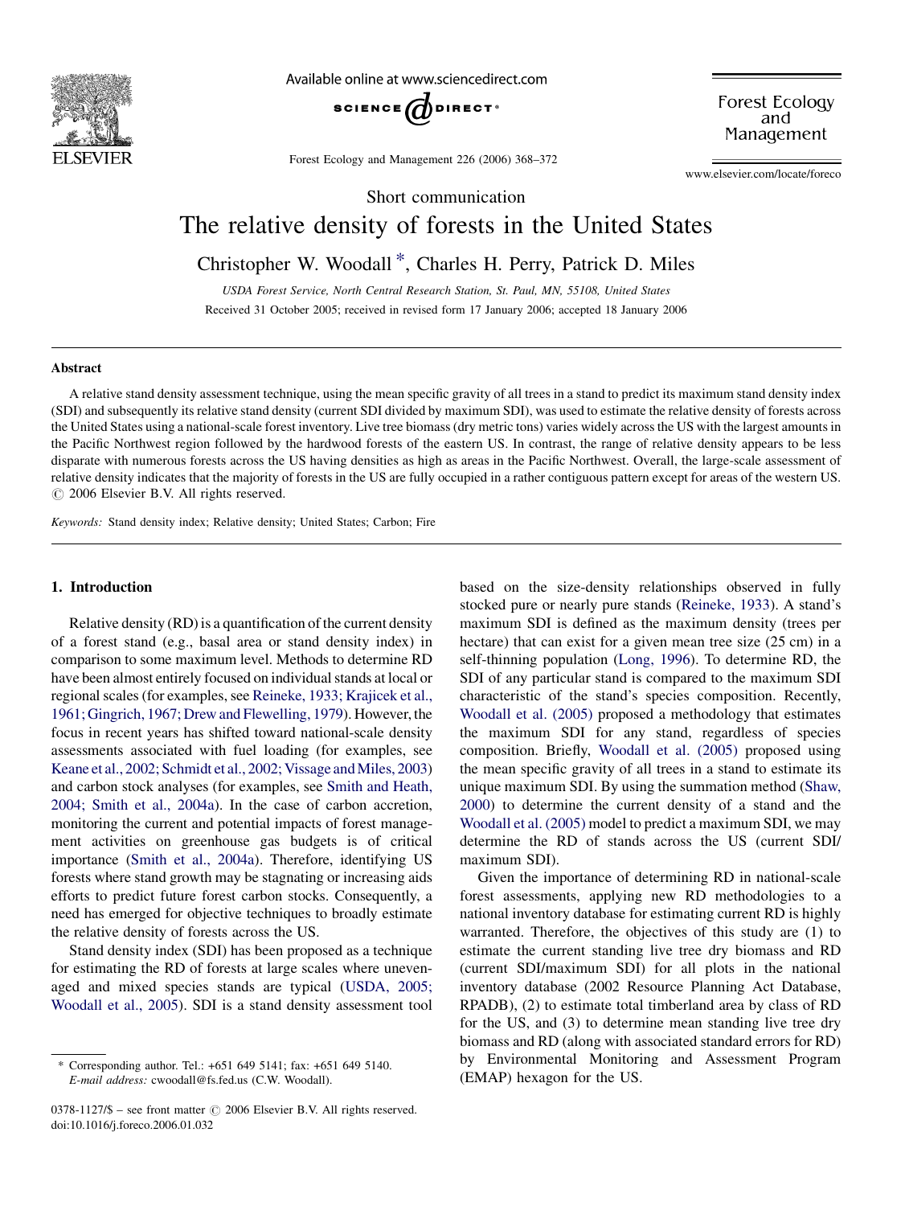Short communication

# The relative density of forests in the United States

Christopher W. Woodall *, Charles H. Perry, Patrick D. Miles

*USDA Forest Service, North Central Research Station, St. Paul, MN, 55108, United States*

Received 31 October 2005; received in revised form 17 January 2006; accepted 18 January 2006

## Abstract

A relative stand density assessment technique, using the mean specific gravity of all trees in a stand to predict its maximum stand density index (SDI) and subsequently its relative stand density (current SDI divided by maximum SDI), was used to estimate the relative density of forests across the United States using a national-scale forest inventory. Live tree biomass (dry metric tons) varies widely across the US with the largest amounts in the Pacific Northwest region followed by the hardwood forests of the eastern US. In contrast, the range of relative density appears to be less disparate with numerous forests across the US having densities as high as areas in the Pacific Northwest. Overall, the large-scale assessment of relative density indicates that the majority of forests in the US are fully occupied in a rather contiguous pattern except for areas of the western US.
© 2006 Elsevier B.V. All rights reserved.

*Keywords:* Stand density index; Relative density; United States; Carbon; Fire

## 1. Introduction

Relative density (RD) is a quantification of the current density of a forest stand (e.g., basal area or stand density index) in comparison to some maximum level. Methods to determine RD have been almost entirely focused on individual stands at local or regional scales (for examples, see Reineke, 1933; Krajicek et al., 1961; Gingrich, 1967; Drew and Flewelling, 1979). However, the focus in recent years has shifted toward national-scale density assessments associated with fuel loading (for examples, see Keane et al., 2002; Schmidt et al., 2002; Vissage and Miles, 2003) and carbon stock analyses (for examples, see Smith and Heath, 2004; Smith et al., 2004a). In the case of carbon accretion, monitoring the current and potential impacts of forest management activities on greenhouse gas budgets is of critical importance (Smith et al., 2004a). Therefore, identifying US forests where stand growth may be stagnating or increasing aids efforts to predict future forest carbon stocks. Consequently, a need has emerged for objective techniques to broadly estimate the relative density of forests across the US.

Stand density index (SDI) has been proposed as a technique for estimating the RD of forests at large scales where uneven-aged and mixed species stands are typical (USDA, 2005; Woodall et al., 2005). SDI is a stand density assessment tool based on the size-density relationships observed in fully stocked pure or nearly pure stands (Reineke, 1933). A stand's maximum SDI is defined as the maximum density (trees per hectare) that can exist for a given mean tree size (25 cm) in a self-thinning population (Long, 1996). To determine RD, the SDI of any particular stand is compared to the maximum SDI characteristic of the stand's species composition. Recently, Woodall et al. (2005) proposed a methodology that estimates the maximum SDI for any stand, regardless of species composition. Briefly, Woodall et al. (2005) proposed using the mean specific gravity of all trees in a stand to estimate its unique maximum SDI. By using the summation method (Shaw, 2000) to determine the current density of a stand and the Woodall et al. (2005) model to predict a maximum SDI, we may determine the RD of stands across the US (current SDI/maximum SDI).

Given the importance of determining RD in national-scale forest assessments, applying new RD methodologies to a national inventory database for estimating current RD is highly warranted. Therefore, the objectives of this study are (1) to estimate the current standing live tree dry biomass and RD (current SDI/maximum SDI) for all plots in the national inventory database (2002 Resource Planning Act Database, RPADB), (2) to estimate total timberland area by class of RD for the US, and (3) to determine mean standing live tree dry biomass and RD (along with associated standard errors for RD) by Environmental Monitoring and Assessment Program (EMAP) hexagon for the US.

\* Corresponding author. Tel.: +651 649 5141; fax: +651 649 5140.
*E-mail address:* cwoodall@fs.fed.us (C.W. Woodall).

0378-1127/$ – see front matter © 2006 Elsevier B.V. All rights reserved.
doi:10.1016/j.foreco.2006.01.032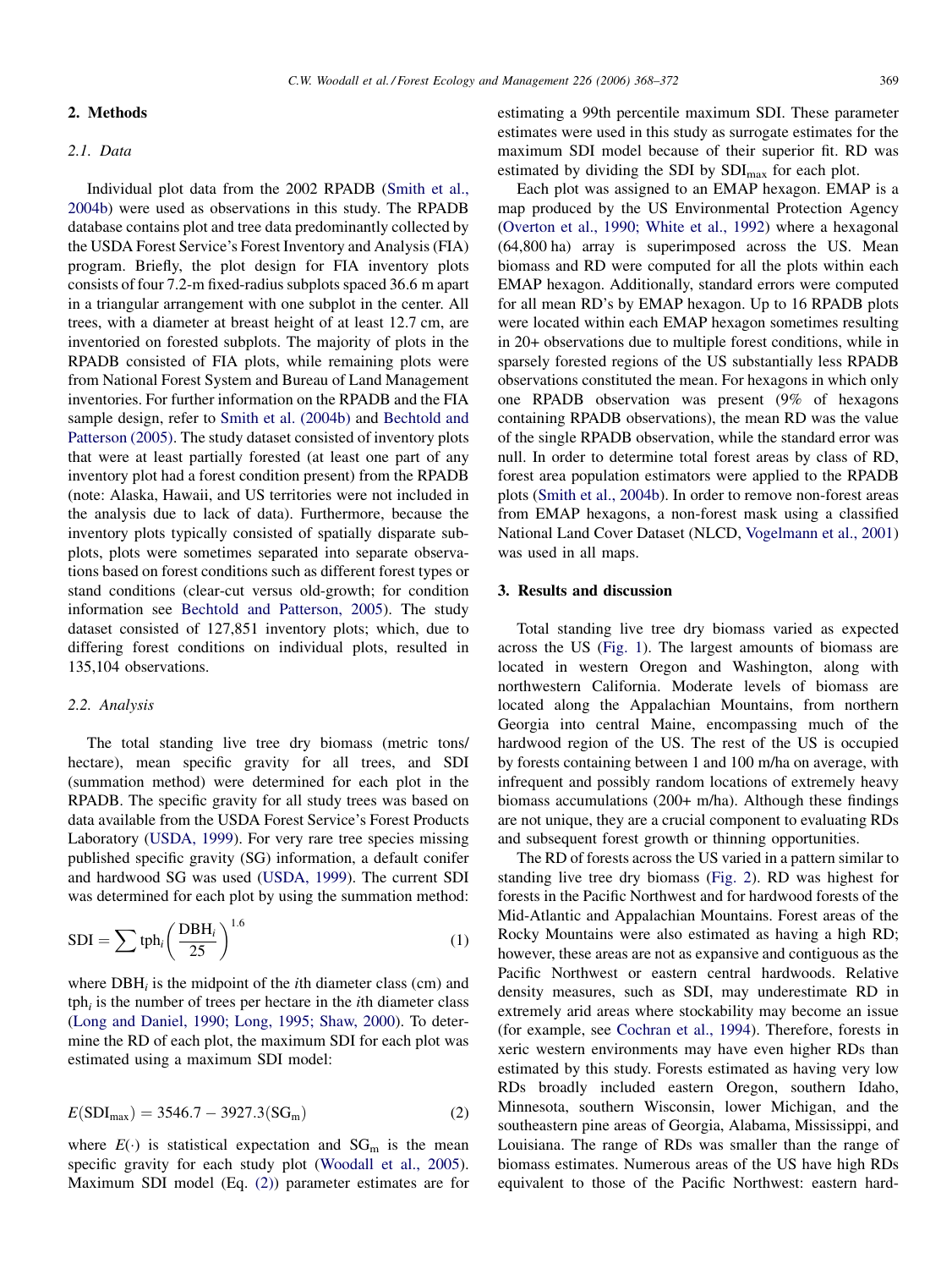## 2. Methods

### 2.1. Data

Individual plot data from the 2002 RPADB (Smith et al., 2004b) were used as observations in this study. The RPADB database contains plot and tree data predominantly collected by the USDA Forest Service's Forest Inventory and Analysis (FIA) program. Briefly, the plot design for FIA inventory plots consists of four 7.2-m fixed-radius subplots spaced 36.6 m apart in a triangular arrangement with one subplot in the center. All trees, with a diameter at breast height of at least 12.7 cm, are inventoried on forested subplots. The majority of plots in the RPADB consisted of FIA plots, while remaining plots were from National Forest System and Bureau of Land Management inventories. For further information on the RPADB and the FIA sample design, refer to Smith et al. (2004b) and Bechtold and Patterson (2005). The study dataset consisted of inventory plots that were at least partially forested (at least one part of any inventory plot had a forest condition present) from the RPADB (note: Alaska, Hawaii, and US territories were not included in the analysis due to lack of data). Furthermore, because the inventory plots typically consisted of spatially disparate subplots, plots were sometimes separated into separate observations based on forest conditions such as different forest types or stand conditions (clear-cut versus old-growth; for condition information see Bechtold and Patterson, 2005). The study dataset consisted of 127,851 inventory plots; which, due to differing forest conditions on individual plots, resulted in 135,104 observations.

### 2.2. Analysis

The total standing live tree dry biomass (metric tons/hectare), mean specific gravity for all trees, and SDI (summation method) were determined for each plot in the RPADB. The specific gravity for all study trees was based on data available from the USDA Forest Service's Forest Products Laboratory (USDA, 1999). For very rare tree species missing published specific gravity (SG) information, a default conifer and hardwood SG was used (USDA, 1999). The current SDI was determined for each plot by using the summation method:

$$\mathrm{SDI} = \sum \mathrm{tph}_i \left( \frac{\mathrm{DBH}_i}{25} \right)^{1.6} \tag{1}$$

where $\mathrm{DBH}_i$ is the midpoint of the $i$th diameter class (cm) and $\mathrm{tph}_i$ is the number of trees per hectare in the $i$th diameter class (Long and Daniel, 1990; Long, 1995; Shaw, 2000). To determine the RD of each plot, the maximum SDI for each plot was estimated using a maximum SDI model:

$$E(\mathrm{SDI}_{\max}) = 3546.7 - 3927.3(\mathrm{SG}_{\mathrm{m}}) \tag{2}$$

where $E(\cdot)$ is statistical expectation and $\mathrm{SG}_{\mathrm{m}}$ is the mean specific gravity for each study plot (Woodall et al., 2005). Maximum SDI model (Eq. (2)) parameter estimates are for estimating a 99th percentile maximum SDI. These parameter estimates were used in this study as surrogate estimates for the maximum SDI model because of their superior fit. RD was estimated by dividing the SDI by $\mathrm{SDI}_{\max}$ for each plot.

Each plot was assigned to an EMAP hexagon. EMAP is a map produced by the US Environmental Protection Agency (Overton et al., 1990; White et al., 1992) where a hexagonal (64,800 ha) array is superimposed across the US. Mean biomass and RD were computed for all the plots within each EMAP hexagon. Additionally, standard errors were computed for all mean RD's by EMAP hexagon. Up to 16 RPADB plots were located within each EMAP hexagon sometimes resulting in 20+ observations due to multiple forest conditions, while in sparsely forested regions of the US substantially less RPADB observations constituted the mean. For hexagons in which only one RPADB observation was present (9% of hexagons containing RPADB observations), the mean RD was the value of the single RPADB observation, while the standard error was null. In order to determine total forest areas by class of RD, forest area population estimators were applied to the RPADB plots (Smith et al., 2004b). In order to remove non-forest areas from EMAP hexagons, a non-forest mask using a classified National Land Cover Dataset (NLCD, Vogelmann et al., 2001) was used in all maps.

## 3. Results and discussion

Total standing live tree dry biomass varied as expected across the US (Fig. 1). The largest amounts of biomass are located in western Oregon and Washington, along with northwestern California. Moderate levels of biomass are located along the Appalachian Mountains, from northern Georgia into central Maine, encompassing much of the hardwood region of the US. The rest of the US is occupied by forests containing between 1 and 100 m/ha on average, with infrequent and possibly random locations of extremely heavy biomass accumulations (200+ m/ha). Although these findings are not unique, they are a crucial component to evaluating RDs and subsequent forest growth or thinning opportunities.

The RD of forests across the US varied in a pattern similar to standing live tree dry biomass (Fig. 2). RD was highest for forests in the Pacific Northwest and for hardwood forests of the Mid-Atlantic and Appalachian Mountains. Forest areas of the Rocky Mountains were also estimated as having a high RD; however, these areas are not as expansive and contiguous as the Pacific Northwest or eastern central hardwoods. Relative density measures, such as SDI, may underestimate RD in extremely arid areas where stockability may become an issue (for example, see Cochran et al., 1994). Therefore, forests in xeric western environments may have even higher RDs than estimated by this study. Forests estimated as having very low RDs broadly included eastern Oregon, southern Idaho, Minnesota, southern Wisconsin, lower Michigan, and the southeastern pine areas of Georgia, Alabama, Mississippi, and Louisiana. The range of RDs was smaller than the range of biomass estimates. Numerous areas of the US have high RDs equivalent to those of the Pacific Northwest: eastern hard-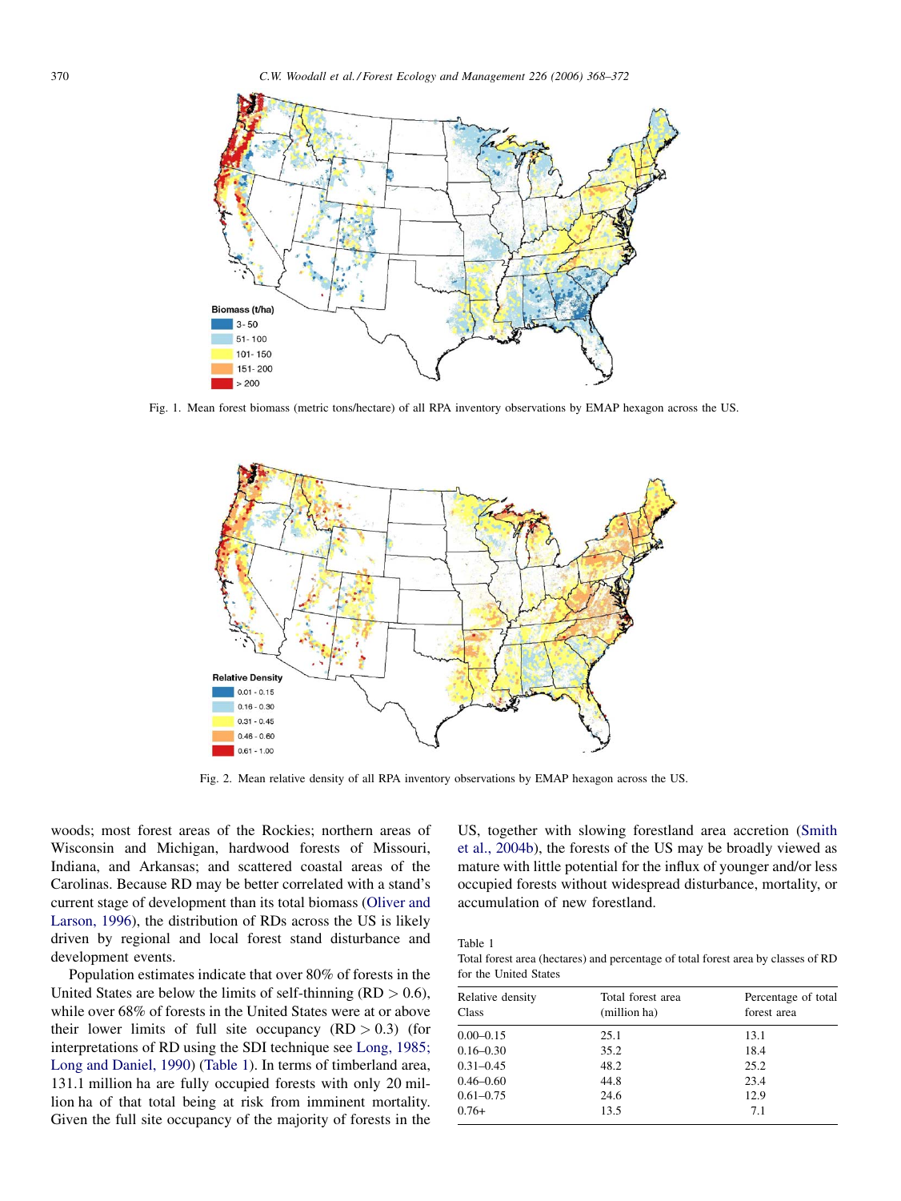Fig. 1. Mean forest biomass (metric tons/hectare) of all RPA inventory observations by EMAP hexagon across the US.

Fig. 2. Mean relative density of all RPA inventory observations by EMAP hexagon across the US.

woods; most forest areas of the Rockies; northern areas of Wisconsin and Michigan, hardwood forests of Missouri, Indiana, and Arkansas; and scattered coastal areas of the Carolinas. Because RD may be better correlated with a stand's current stage of development than its total biomass (Oliver and Larson, 1996), the distribution of RDs across the US is likely driven by regional and local forest stand disturbance and development events.

Population estimates indicate that over 80% of forests in the United States are below the limits of self-thinning (RD > 0.6), while over 68% of forests in the United States were at or above their lower limits of full site occupancy (RD > 0.3) (for interpretations of RD using the SDI technique see Long, 1985; Long and Daniel, 1990) (Table 1). In terms of timberland area, 131.1 million ha are fully occupied forests with only 20 million ha of that total being at risk from imminent mortality. Given the full site occupancy of the majority of forests in the US, together with slowing forestland area accretion (Smith et al., 2004b), the forests of the US may be broadly viewed as mature with little potential for the influx of younger and/or less occupied forests without widespread disturbance, mortality, or accumulation of new forestland.

Table 1
Total forest area (hectares) and percentage of total forest area by classes of RD for the United States

| Relative density Class | Total forest area (million ha) | Percentage of total forest area |
|---|---|---|
| 0.00–0.15 | 25.1 | 13.1 |
| 0.16–0.30 | 35.2 | 18.4 |
| 0.31–0.45 | 48.2 | 25.2 |
| 0.46–0.60 | 44.8 | 23.4 |
| 0.61–0.75 | 24.6 | 12.9 |
| 0.76+ | 13.5 | 7.1 |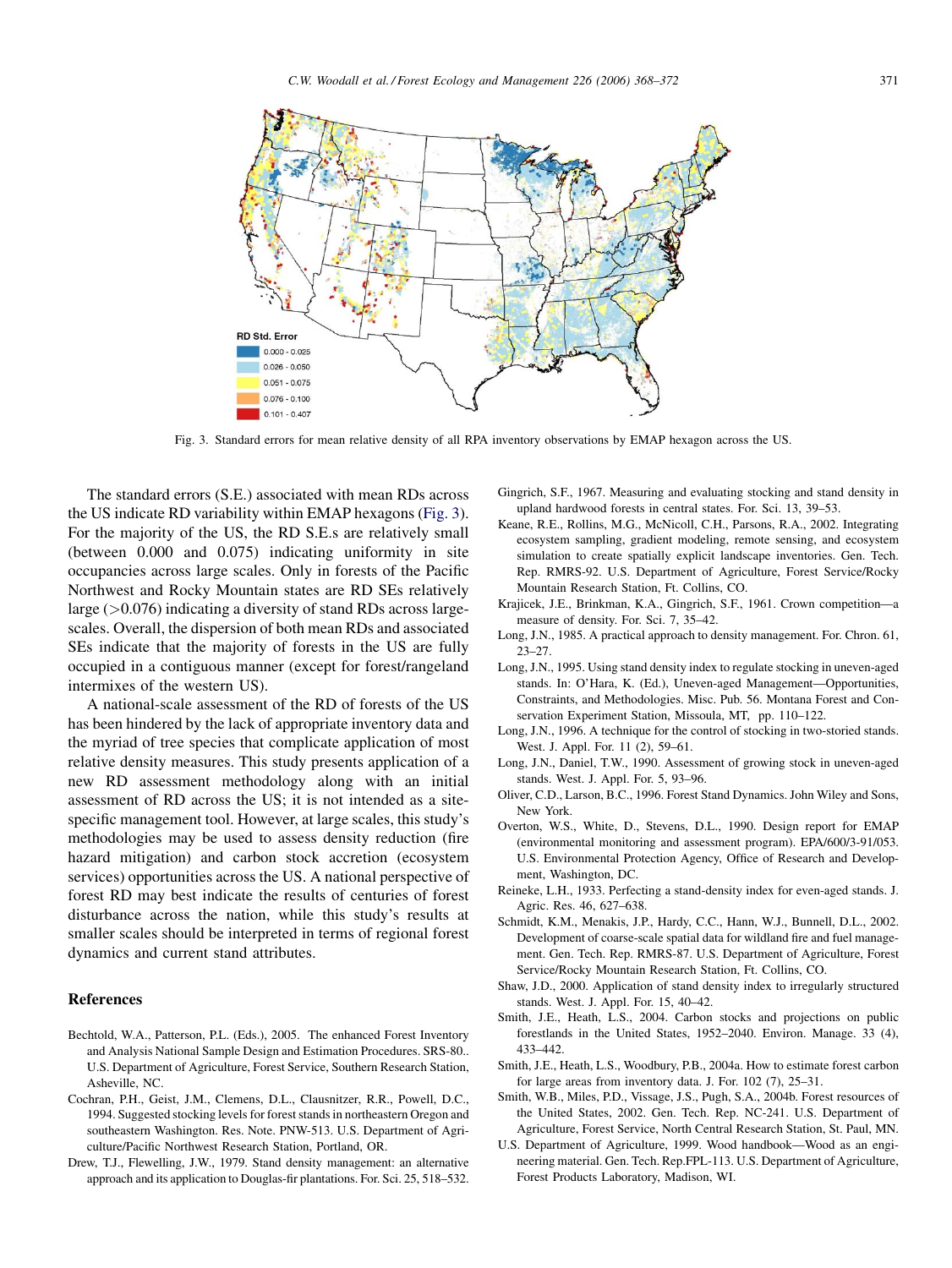Fig. 3. Standard errors for mean relative density of all RPA inventory observations by EMAP hexagon across the US.

The standard errors (S.E.) associated with mean RDs across the US indicate RD variability within EMAP hexagons (Fig. 3). For the majority of the US, the RD S.E.s are relatively small (between 0.000 and 0.075) indicating uniformity in site occupancies across large scales. Only in forests of the Pacific Northwest and Rocky Mountain states are RD SEs relatively large (>0.076) indicating a diversity of stand RDs across large-scales. Overall, the dispersion of both mean RDs and associated SEs indicate that the majority of forests in the US are fully occupied in a contiguous manner (except for forest/rangeland intermixes of the western US).

A national-scale assessment of the RD of forests of the US has been hindered by the lack of appropriate inventory data and the myriad of tree species that complicate application of most relative density measures. This study presents application of a new RD assessment methodology along with an initial assessment of RD across the US; it is not intended as a site-specific management tool. However, at large scales, this study's methodologies may be used to assess density reduction (fire hazard mitigation) and carbon stock accretion (ecosystem services) opportunities across the US. A national perspective of forest RD may best indicate the results of centuries of forest disturbance across the nation, while this study's results at smaller scales should be interpreted in terms of regional forest dynamics and current stand attributes.

## References

Bechtold, W.A., Patterson, P.L. (Eds.), 2005. The enhanced Forest Inventory and Analysis National Sample Design and Estimation Procedures. SRS-80.. U.S. Department of Agriculture, Forest Service, Southern Research Station, Asheville, NC.

Cochran, P.H., Geist, J.M., Clemens, D.L., Clausnitzer, R.R., Powell, D.C., 1994. Suggested stocking levels for forest stands in northeastern Oregon and southeastern Washington. Res. Note. PNW-513. U.S. Department of Agriculture/Pacific Northwest Research Station, Portland, OR.

Drew, T.J., Flewelling, J.W., 1979. Stand density management: an alternative approach and its application to Douglas-fir plantations. For. Sci. 25, 518–532.

Gingrich, S.F., 1967. Measuring and evaluating stocking and stand density in upland hardwood forests in central states. For. Sci. 13, 39–53.

Keane, R.E., Rollins, M.G., McNicoll, C.H., Parsons, R.A., 2002. Integrating ecosystem sampling, gradient modeling, remote sensing, and ecosystem simulation to create spatially explicit landscape inventories. Gen. Tech. Rep. RMRS-92. U.S. Department of Agriculture, Forest Service/Rocky Mountain Research Station, Ft. Collins, CO.

Krajicek, J.E., Brinkman, K.A., Gingrich, S.F., 1961. Crown competition—a measure of density. For. Sci. 7, 35–42.

Long, J.N., 1985. A practical approach to density management. For. Chron. 61, 23–27.

Long, J.N., 1995. Using stand density index to regulate stocking in uneven-aged stands. In: O'Hara, K. (Ed.), Uneven-aged Management—Opportunities, Constraints, and Methodologies. Misc. Pub. 56. Montana Forest and Conservation Experiment Station, Missoula, MT, pp. 110–122.

Long, J.N., 1996. A technique for the control of stocking in two-storied stands. West. J. Appl. For. 11 (2), 59–61.

Long, J.N., Daniel, T.W., 1990. Assessment of growing stock in uneven-aged stands. West. J. Appl. For. 5, 93–96.

Oliver, C.D., Larson, B.C., 1996. Forest Stand Dynamics. John Wiley and Sons, New York.

Overton, W.S., White, D., Stevens, D.L., 1990. Design report for EMAP (environmental monitoring and assessment program). EPA/600/3-91/053. U.S. Environmental Protection Agency, Office of Research and Development, Washington, DC.

Reineke, L.H., 1933. Perfecting a stand-density index for even-aged stands. J. Agric. Res. 46, 627–638.

Schmidt, K.M., Menakis, J.P., Hardy, C.C., Hann, W.J., Bunnell, D.L., 2002. Development of coarse-scale spatial data for wildland fire and fuel management. Gen. Tech. Rep. RMRS-87. U.S. Department of Agriculture, Forest Service/Rocky Mountain Research Station, Ft. Collins, CO.

Shaw, J.D., 2000. Application of stand density index to irregularly structured stands. West. J. Appl. For. 15, 40–42.

Smith, J.E., Heath, L.S., 2004. Carbon stocks and projections on public forestlands in the United States, 1952–2040. Environ. Manage. 33 (4), 433–442.

Smith, J.E., Heath, L.S., Woodbury, P.B., 2004a. How to estimate forest carbon for large areas from inventory data. J. For. 102 (7), 25–31.

Smith, W.B., Miles, P.D., Vissage, J.S., Pugh, S.A., 2004b. Forest resources of the United States, 2002. Gen. Tech. Rep. NC-241. U.S. Department of Agriculture, Forest Service, North Central Research Station, St. Paul, MN.

U.S. Department of Agriculture, 1999. Wood handbook—Wood as an engineering material. Gen. Tech. Rep.FPL-113. U.S. Department of Agriculture, Forest Products Laboratory, Madison, WI.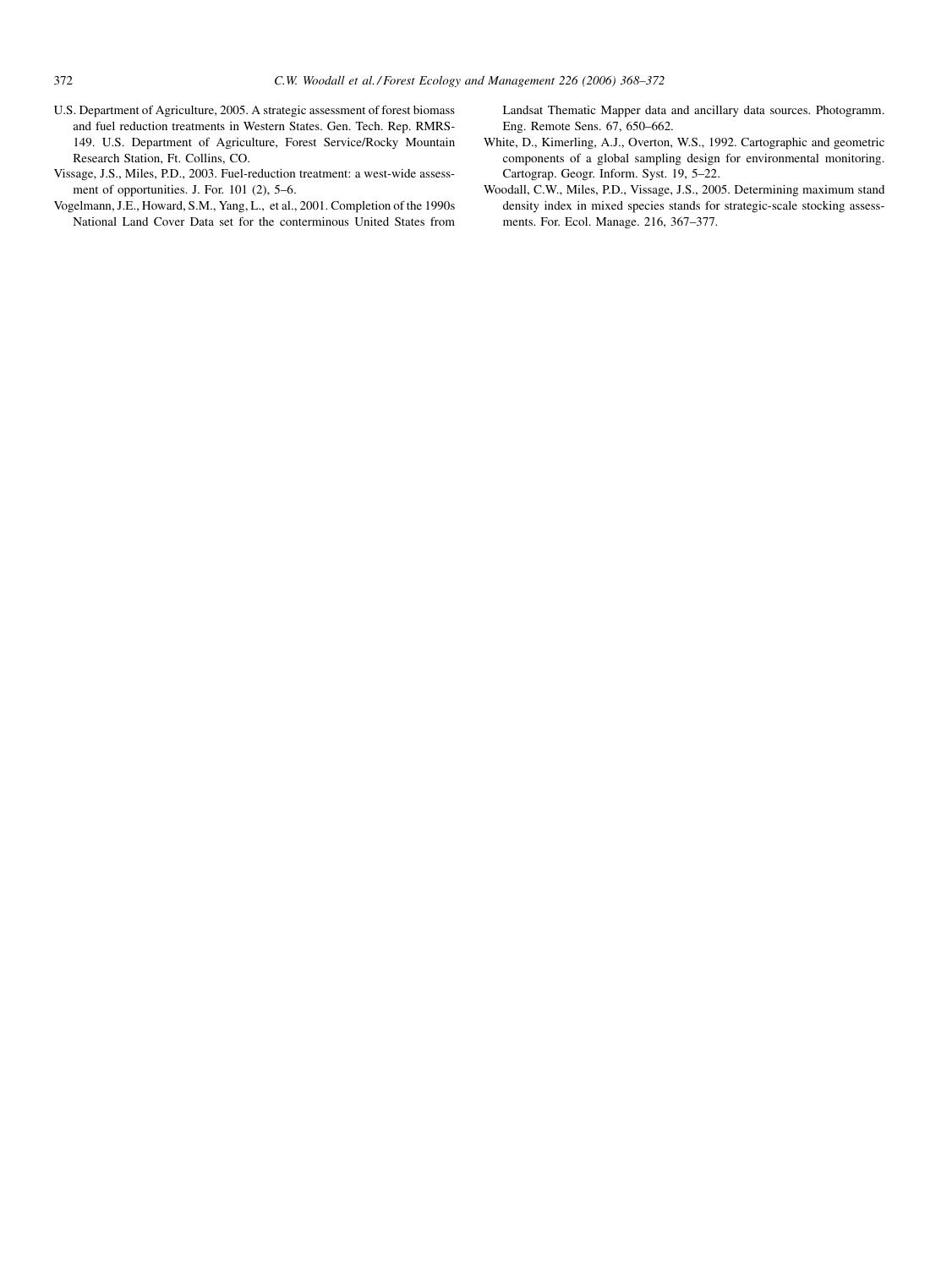U.S. Department of Agriculture, 2005. A strategic assessment of forest biomass and fuel reduction treatments in Western States. Gen. Tech. Rep. RMRS-149. U.S. Department of Agriculture, Forest Service/Rocky Mountain Research Station, Ft. Collins, CO.

Vissage, J.S., Miles, P.D., 2003. Fuel-reduction treatment: a west-wide assessment of opportunities. J. For. 101 (2), 5–6.

Vogelmann, J.E., Howard, S.M., Yang, L., et al., 2001. Completion of the 1990s National Land Cover Data set for the conterminous United States from Landsat Thematic Mapper data and ancillary data sources. Photogramm. Eng. Remote Sens. 67, 650–662.

White, D., Kimerling, A.J., Overton, W.S., 1992. Cartographic and geometric components of a global sampling design for environmental monitoring. Cartograp. Geogr. Inform. Syst. 19, 5–22.

Woodall, C.W., Miles, P.D., Vissage, J.S., 2005. Determining maximum stand density index in mixed species stands for strategic-scale stocking assessments. For. Ecol. Manage. 216, 367–377.